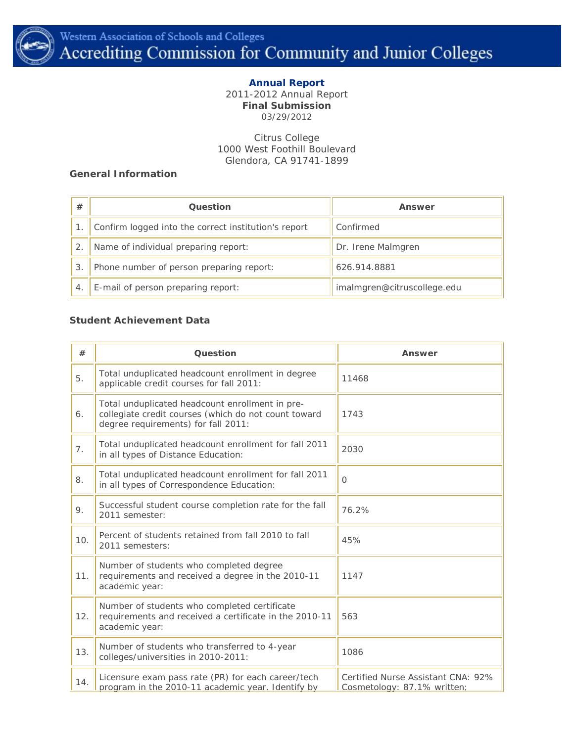Western Association of Schools and Colleges
Accrediting Commission for Community and Junior Colleges

**Annual Report**
2011-2012 Annual Report
**Final Submission**
03/29/2012

Citrus College
1000 West Foothill Boulevard
Glendora, CA 91741-1899

### General Information

| # | Question | Answer |
|---|---|---|
| 1. | Confirm logged into the correct institution's report | Confirmed |
| 2. | Name of individual preparing report: | Dr. Irene Malmgren |
| 3. | Phone number of person preparing report: | 626.914.8881 |
| 4. | E-mail of person preparing report: | imalmgren@citruscollege.edu |

### Student Achievement Data

| # | Question | Answer |
|---|---|---|
| 5. | Total unduplicated headcount enrollment in degree applicable credit courses for fall 2011: | 11468 |
| 6. | Total unduplicated headcount enrollment in pre-collegiate credit courses (which do not count toward degree requirements) for fall 2011: | 1743 |
| 7. | Total unduplicated headcount enrollment for fall 2011 in all types of Distance Education: | 2030 |
| 8. | Total unduplicated headcount enrollment for fall 2011 in all types of Correspondence Education: | 0 |
| 9. | Successful student course completion rate for the fall 2011 semester: | 76.2% |
| 10. | Percent of students retained from fall 2010 to fall 2011 semesters: | 45% |
| 11. | Number of students who completed degree requirements and received a degree in the 2010-11 academic year: | 1147 |
| 12. | Number of students who completed certificate requirements and received a certificate in the 2010-11 academic year: | 563 |
| 13. | Number of students who transferred to 4-year colleges/universities in 2010-2011: | 1086 |
| 14. | Licensure exam pass rate (PR) for each career/tech program in the 2010-11 academic year. Identify by | Certified Nurse Assistant CNA: 92% Cosmetology: 87.1% written; |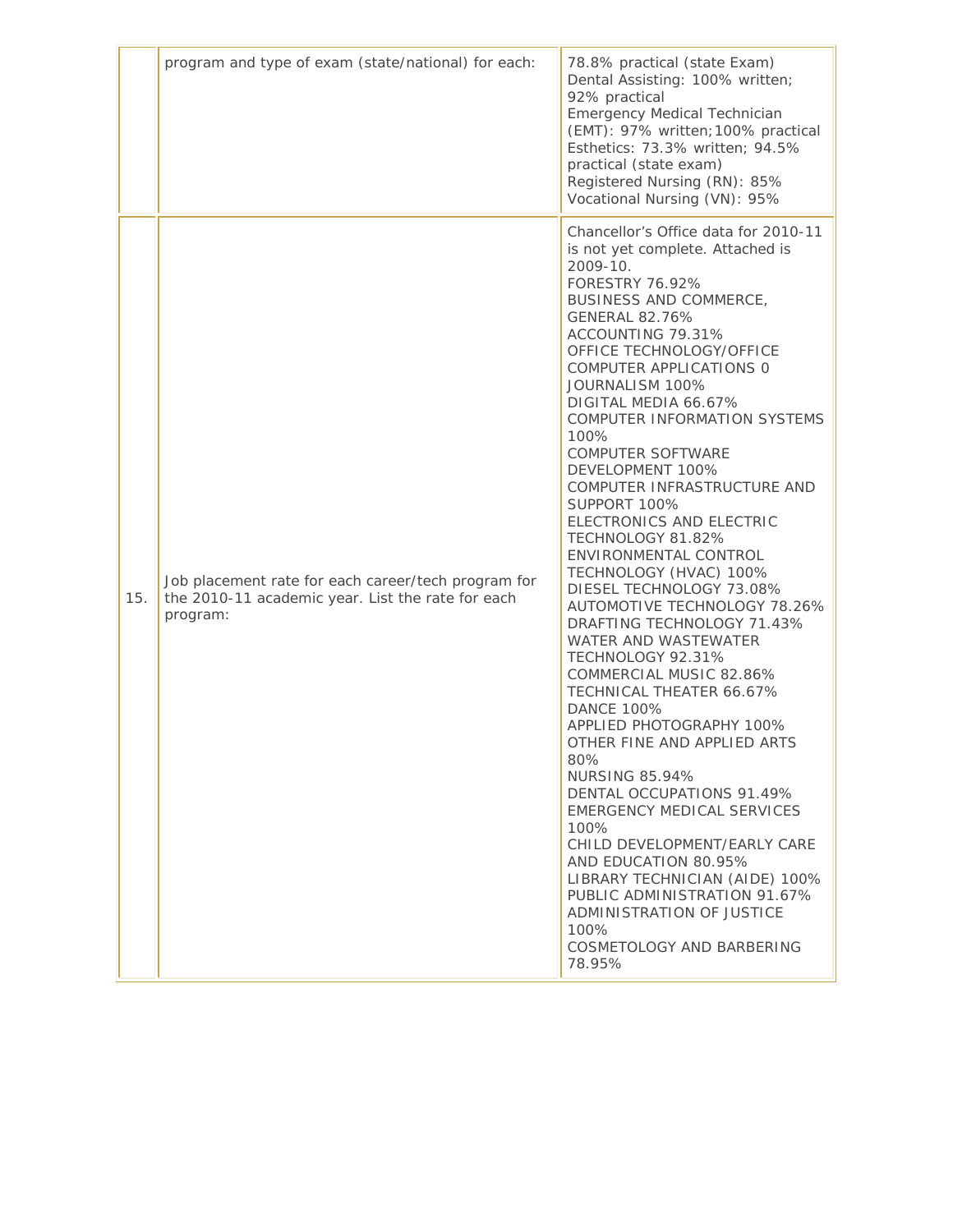|  | program and type of exam (state/national) for each: | 78.8% practical (state Exam)<br>Dental Assisting: 100% written; 92% practical<br>Emergency Medical Technician (EMT): 97% written;100% practical<br>Esthetics: 73.3% written; 94.5% practical (state exam)<br>Registered Nursing (RN): 85%<br>Vocational Nursing (VN): 95% |
|---|---|---|
| 15. | Job placement rate for each career/tech program for the 2010-11 academic year. List the rate for each program: | Chancellor's Office data for 2010-11 is not yet complete. Attached is 2009-10.<br>FORESTRY 76.92%<br>BUSINESS AND COMMERCE, GENERAL 82.76%<br>ACCOUNTING 79.31%<br>OFFICE TECHNOLOGY/OFFICE COMPUTER APPLICATIONS 0<br>JOURNALISM 100%<br>DIGITAL MEDIA 66.67%<br>COMPUTER INFORMATION SYSTEMS 100%<br>COMPUTER SOFTWARE DEVELOPMENT 100%<br>COMPUTER INFRASTRUCTURE AND SUPPORT 100%<br>ELECTRONICS AND ELECTRIC TECHNOLOGY 81.82%<br>ENVIRONMENTAL CONTROL TECHNOLOGY (HVAC) 100%<br>DIESEL TECHNOLOGY 73.08%<br>AUTOMOTIVE TECHNOLOGY 78.26%<br>DRAFTING TECHNOLOGY 71.43%<br>WATER AND WASTEWATER TECHNOLOGY 92.31%<br>COMMERCIAL MUSIC 82.86%<br>TECHNICAL THEATER 66.67%<br>DANCE 100%<br>APPLIED PHOTOGRAPHY 100%<br>OTHER FINE AND APPLIED ARTS 80%<br>NURSING 85.94%<br>DENTAL OCCUPATIONS 91.49%<br>EMERGENCY MEDICAL SERVICES 100%<br>CHILD DEVELOPMENT/EARLY CARE AND EDUCATION 80.95%<br>LIBRARY TECHNICIAN (AIDE) 100%<br>PUBLIC ADMINISTRATION 91.67%<br>ADMINISTRATION OF JUSTICE 100%<br>COSMETOLOGY AND BARBERING 78.95% |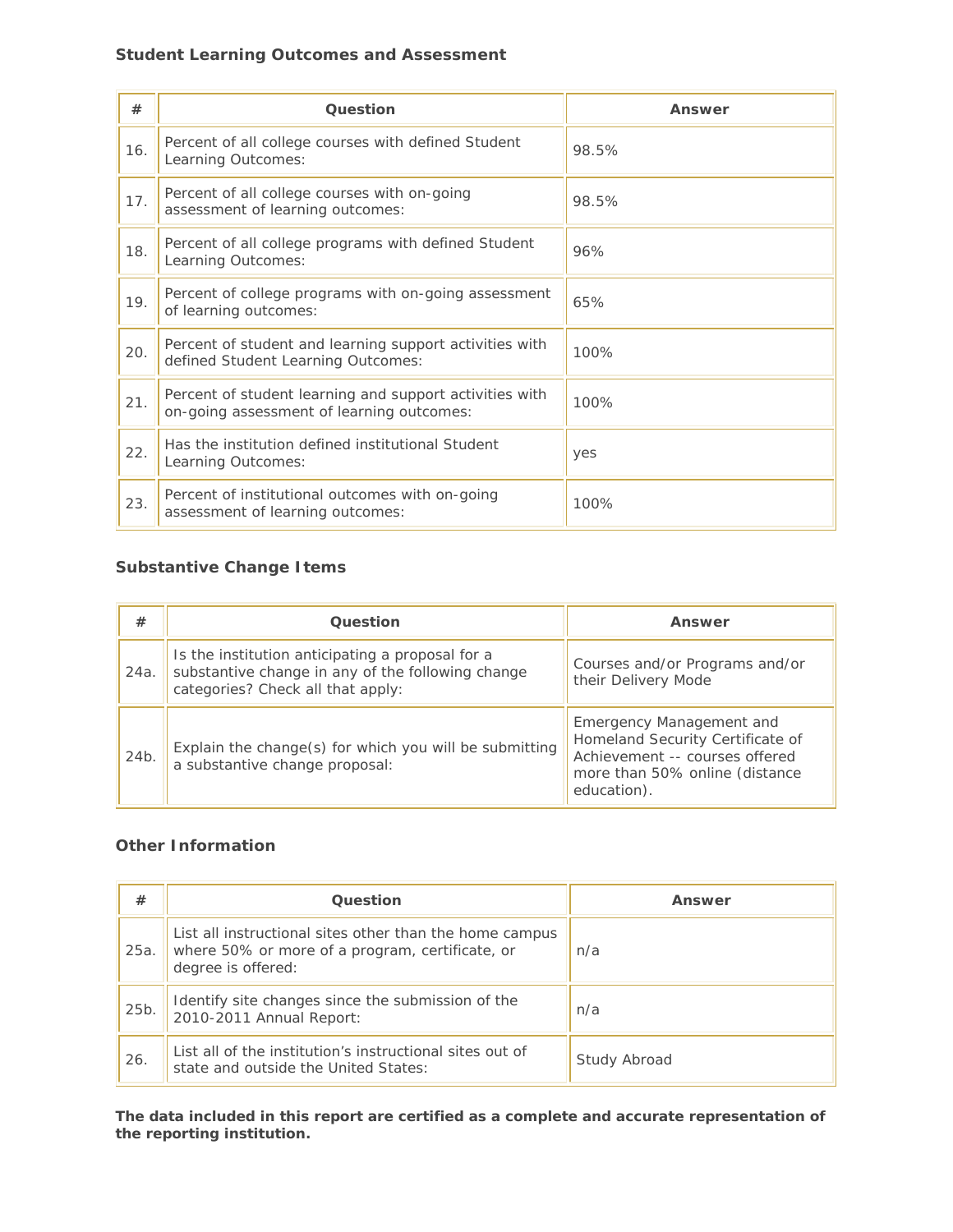### Student Learning Outcomes and Assessment

| # | Question | Answer |
|---|---|---|
| 16. | Percent of all college courses with defined Student Learning Outcomes: | 98.5% |
| 17. | Percent of all college courses with on-going assessment of learning outcomes: | 98.5% |
| 18. | Percent of all college programs with defined Student Learning Outcomes: | 96% |
| 19. | Percent of college programs with on-going assessment of learning outcomes: | 65% |
| 20. | Percent of student and learning support activities with defined Student Learning Outcomes: | 100% |
| 21. | Percent of student learning and support activities with on-going assessment of learning outcomes: | 100% |
| 22. | Has the institution defined institutional Student Learning Outcomes: | yes |
| 23. | Percent of institutional outcomes with on-going assessment of learning outcomes: | 100% |

### Substantive Change Items

| # | Question | Answer |
|---|---|---|
| 24a. | Is the institution anticipating a proposal for a substantive change in any of the following change categories? Check all that apply: | Courses and/or Programs and/or their Delivery Mode |
| 24b. | Explain the change(s) for which you will be submitting a substantive change proposal: | Emergency Management and Homeland Security Certificate of Achievement -- courses offered more than 50% online (distance education). |

### Other Information

| # | Question | Answer |
|---|---|---|
| 25a. | List all instructional sites other than the home campus where 50% or more of a program, certificate, or degree is offered: | n/a |
| 25b. | Identify site changes since the submission of the 2010-2011 Annual Report: | n/a |
| 26. | List all of the institution's instructional sites out of state and outside the United States: | Study Abroad |

**The data included in this report are certified as a complete and accurate representation of the reporting institution.**